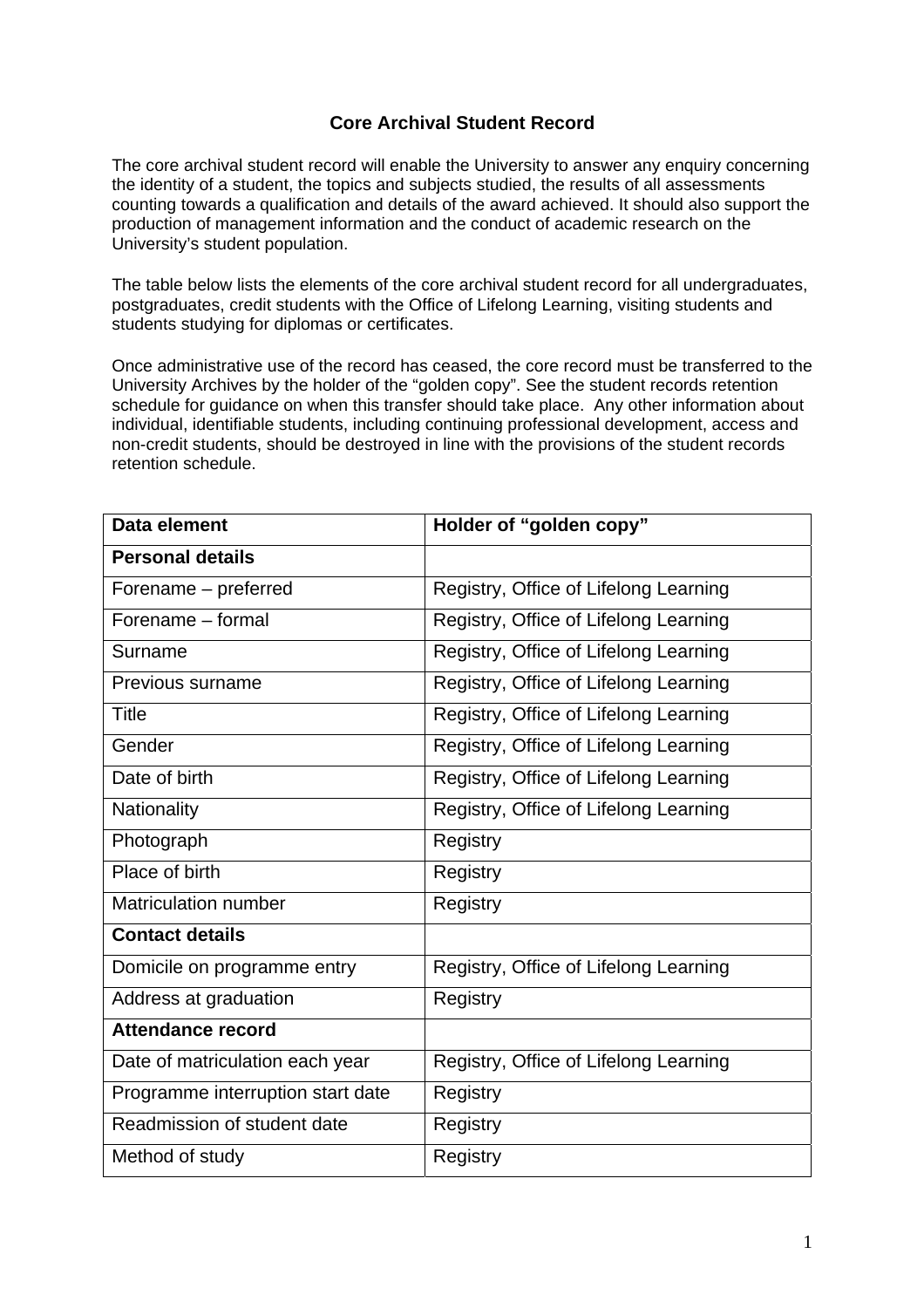# Core Archival Student Record

The core archival student record will enable the University to answer any enquiry concerning the identity of a student, the topics and subjects studied, the results of all assessments counting towards a qualification and details of the award achieved. It should also support the production of management information and the conduct of academic research on the University's student population.

The table below lists the elements of the core archival student record for all undergraduates, postgraduates, credit students with the Office of Lifelong Learning, visiting students and students studying for diplomas or certificates.

Once administrative use of the record has ceased, the core record must be transferred to the University Archives by the holder of the "golden copy". See the student records retention schedule for guidance on when this transfer should take place. Any other information about individual, identifiable students, including continuing professional development, access and non-credit students, should be destroyed in line with the provisions of the student records retention schedule.

| Data element | Holder of "golden copy" |
|---|---|
| **Personal details** | |
| Forename – preferred | Registry, Office of Lifelong Learning |
| Forename – formal | Registry, Office of Lifelong Learning |
| Surname | Registry, Office of Lifelong Learning |
| Previous surname | Registry, Office of Lifelong Learning |
| Title | Registry, Office of Lifelong Learning |
| Gender | Registry, Office of Lifelong Learning |
| Date of birth | Registry, Office of Lifelong Learning |
| Nationality | Registry, Office of Lifelong Learning |
| Photograph | Registry |
| Place of birth | Registry |
| Matriculation number | Registry |
| **Contact details** | |
| Domicile on programme entry | Registry, Office of Lifelong Learning |
| Address at graduation | Registry |
| **Attendance record** | |
| Date of matriculation each year | Registry, Office of Lifelong Learning |
| Programme interruption start date | Registry |
| Readmission of student date | Registry |
| Method of study | Registry |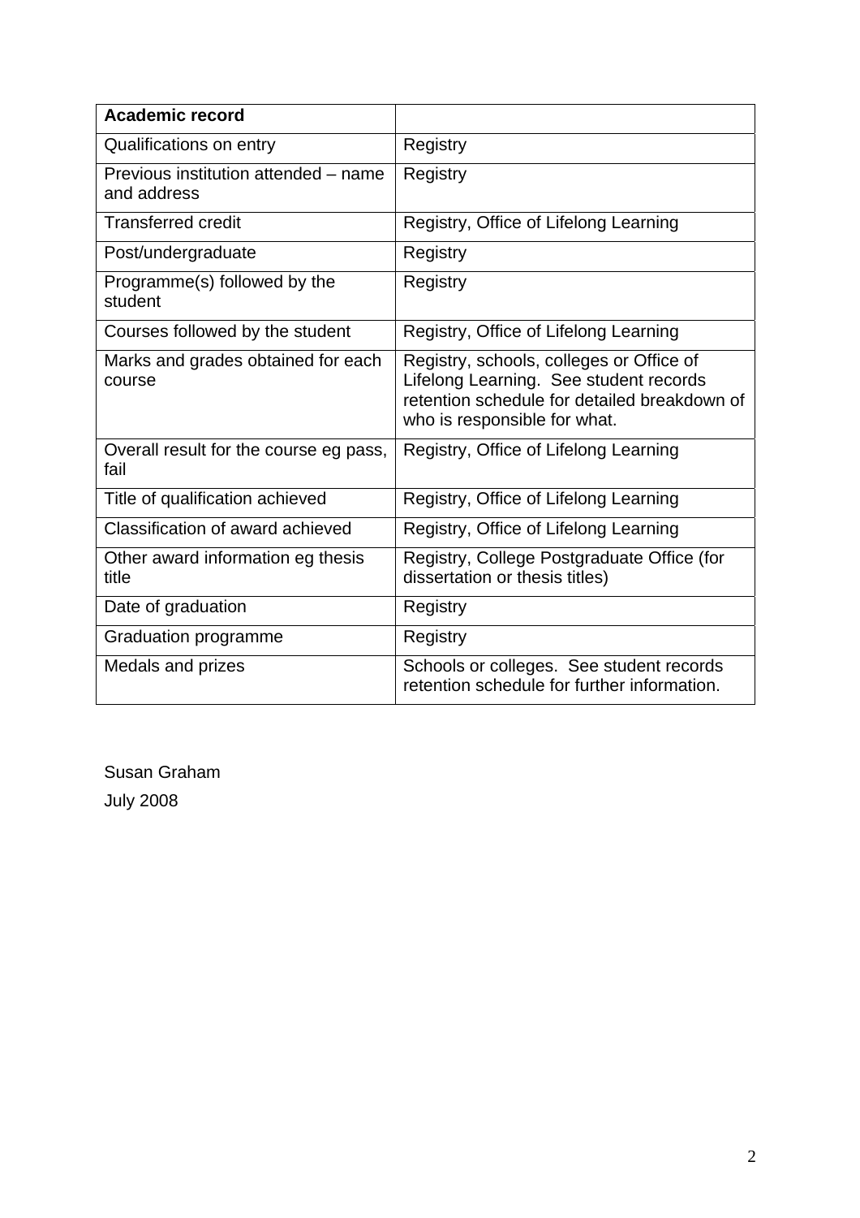| **Academic record** | |
|---|---|
| Qualifications on entry | Registry |
| Previous institution attended – name and address | Registry |
| Transferred credit | Registry, Office of Lifelong Learning |
| Post/undergraduate | Registry |
| Programme(s) followed by the student | Registry |
| Courses followed by the student | Registry, Office of Lifelong Learning |
| Marks and grades obtained for each course | Registry, schools, colleges or Office of Lifelong Learning. See student records retention schedule for detailed breakdown of who is responsible for what. |
| Overall result for the course eg pass, fail | Registry, Office of Lifelong Learning |
| Title of qualification achieved | Registry, Office of Lifelong Learning |
| Classification of award achieved | Registry, Office of Lifelong Learning |
| Other award information eg thesis title | Registry, College Postgraduate Office (for dissertation or thesis titles) |
| Date of graduation | Registry |
| Graduation programme | Registry |
| Medals and prizes | Schools or colleges. See student records retention schedule for further information. |

Susan Graham

July 2008